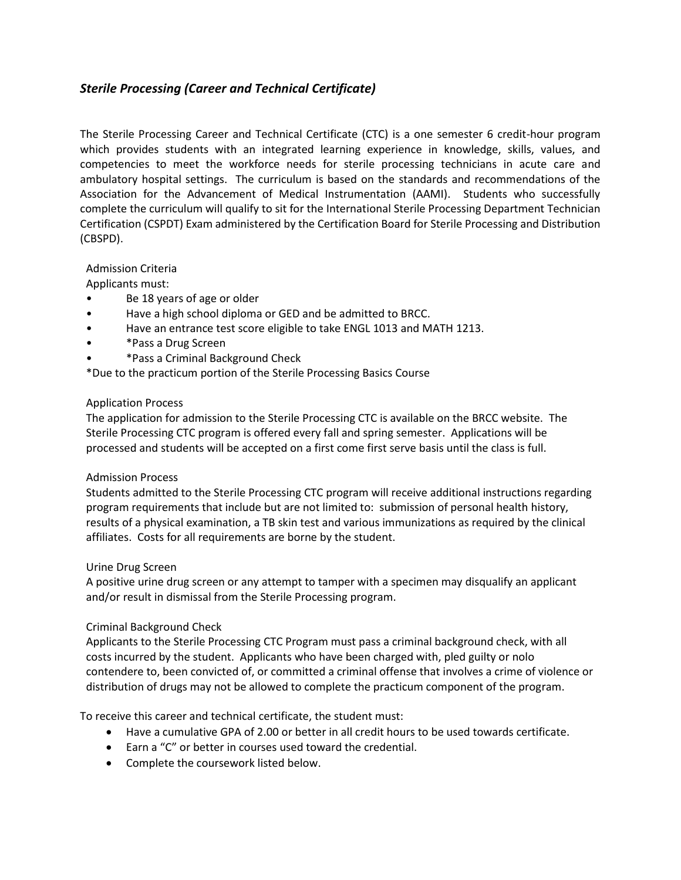## *Sterile Processing (Career and Technical Certificate)*

The Sterile Processing Career and Technical Certificate (CTC) is a one semester 6 credit-hour program which provides students with an integrated learning experience in knowledge, skills, values, and competencies to meet the workforce needs for sterile processing technicians in acute care and ambulatory hospital settings. The curriculum is based on the standards and recommendations of the Association for the Advancement of Medical Instrumentation (AAMI). Students who successfully complete the curriculum will qualify to sit for the International Sterile Processing Department Technician Certification (CSPDT) Exam administered by the Certification Board for Sterile Processing and Distribution (CBSPD).

Admission Criteria

Applicants must:

- Be 18 years of age or older
- Have a high school diploma or GED and be admitted to BRCC.
- Have an entrance test score eligible to take ENGL 1013 and MATH 1213.
- *Pass a Drug Screen
- *Pass a Criminal Background Check

*Due to the practicum portion of the Sterile Processing Basics Course

Application Process

The application for admission to the Sterile Processing CTC is available on the BRCC website. The Sterile Processing CTC program is offered every fall and spring semester. Applications will be processed and students will be accepted on a first come first serve basis until the class is full.

Admission Process

Students admitted to the Sterile Processing CTC program will receive additional instructions regarding program requirements that include but are not limited to: submission of personal health history, results of a physical examination, a TB skin test and various immunizations as required by the clinical affiliates. Costs for all requirements are borne by the student.

Urine Drug Screen

A positive urine drug screen or any attempt to tamper with a specimen may disqualify an applicant and/or result in dismissal from the Sterile Processing program.

Criminal Background Check

Applicants to the Sterile Processing CTC Program must pass a criminal background check, with all costs incurred by the student. Applicants who have been charged with, pled guilty or nolo contendere to, been convicted of, or committed a criminal offense that involves a crime of violence or distribution of drugs may not be allowed to complete the practicum component of the program.

To receive this career and technical certificate, the student must:

- Have a cumulative GPA of 2.00 or better in all credit hours to be used towards certificate.
- Earn a "C" or better in courses used toward the credential.
- Complete the coursework listed below.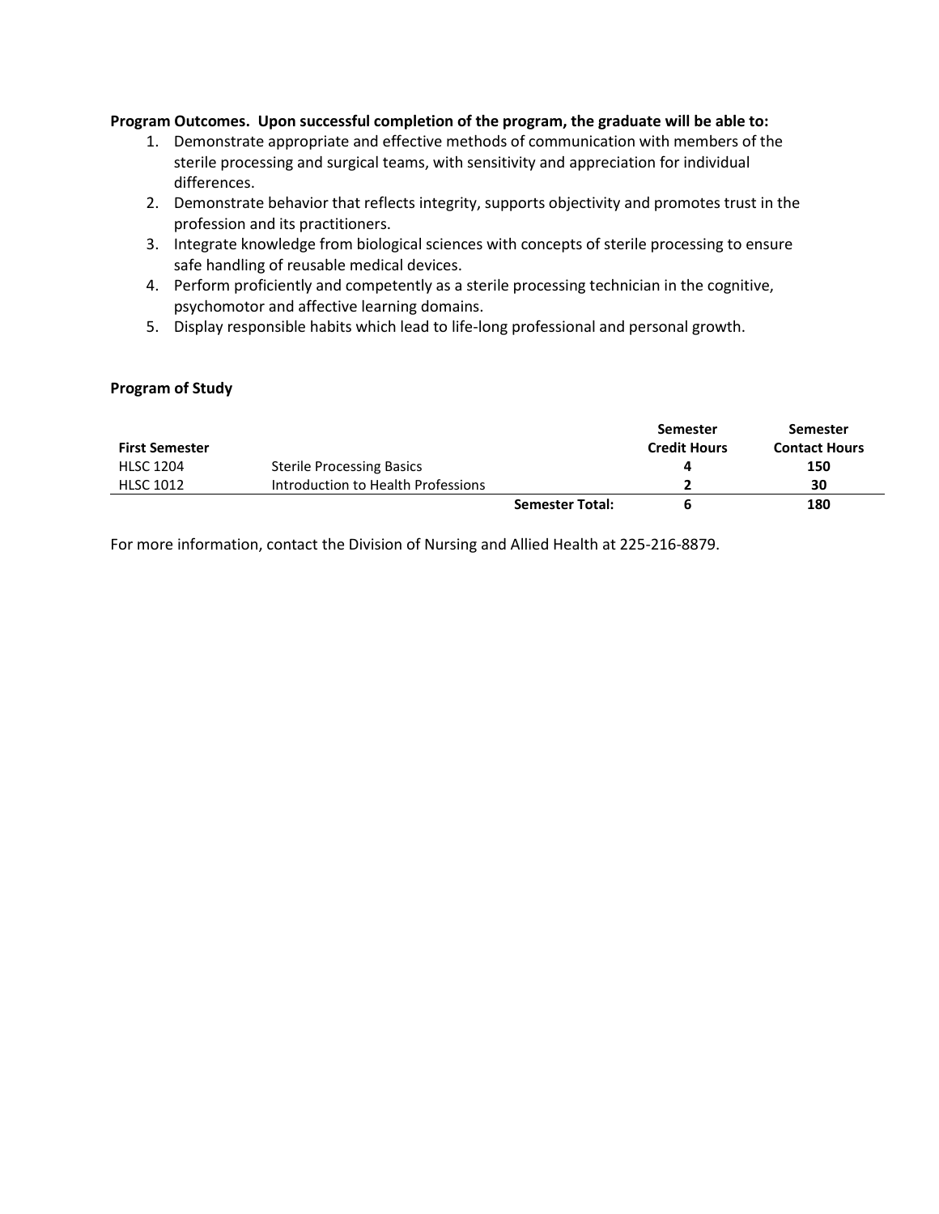**Program Outcomes. Upon successful completion of the program, the graduate will be able to:**

1. Demonstrate appropriate and effective methods of communication with members of the sterile processing and surgical teams, with sensitivity and appreciation for individual differences.
2. Demonstrate behavior that reflects integrity, supports objectivity and promotes trust in the profession and its practitioners.
3. Integrate knowledge from biological sciences with concepts of sterile processing to ensure safe handling of reusable medical devices.
4. Perform proficiently and competently as a sterile processing technician in the cognitive, psychomotor and affective learning domains.
5. Display responsible habits which lead to life-long professional and personal growth.

**Program of Study**

| **First Semester** | | **Semester Credit Hours** | **Semester Contact Hours** |
|---|---|---|---|
| HLSC 1204 | Sterile Processing Basics | **4** | **150** |
| HLSC 1012 | Introduction to Health Professions | **2** | **30** |
| | **Semester Total:** | **6** | **180** |

For more information, contact the Division of Nursing and Allied Health at 225-216-8879.